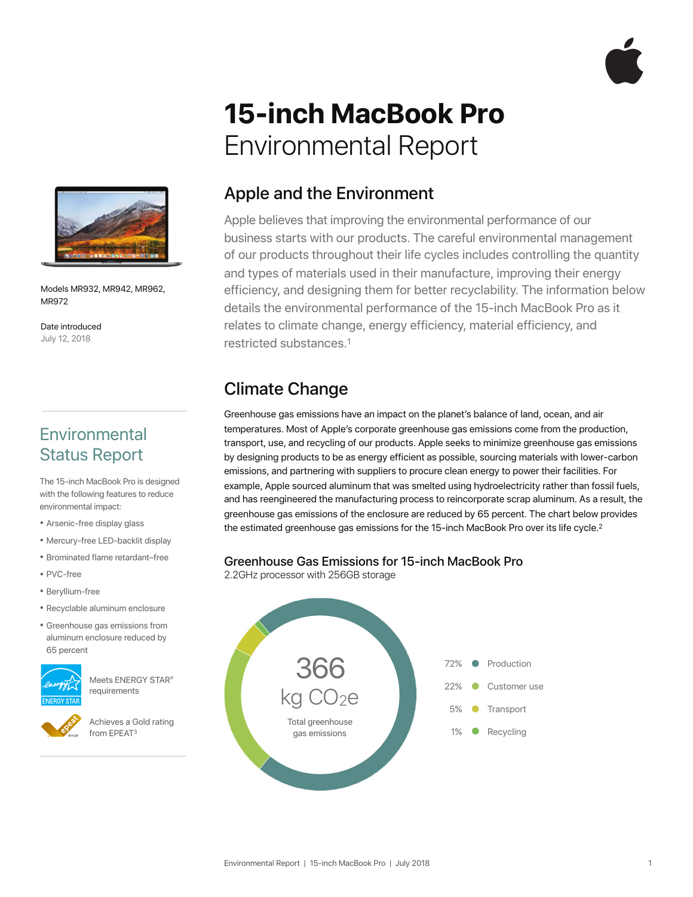# 15-inch MacBook Pro

Environmental Report

Models MR932, MR942, MR962, MR972

Date introduced

July 12, 2018

## Environmental Status Report

The 15-inch MacBook Pro is designed with the following features to reduce environmental impact:

- Arsenic-free display glass
- Mercury-free LED-backlit display
- Brominated flame retardant–free
- PVC-free
- Beryllium-free
- Recyclable aluminum enclosure
- Greenhouse gas emissions from aluminum enclosure reduced by 65 percent

Meets ENERGY STAR® requirements

Achieves a Gold rating from EPEAT[3]

## Apple and the Environment

Apple believes that improving the environmental performance of our business starts with our products. The careful environmental management of our products throughout their life cycles includes controlling the quantity and types of materials used in their manufacture, improving their energy efficiency, and designing them for better recyclability. The information below details the environmental performance of the 15-inch MacBook Pro as it relates to climate change, energy efficiency, material efficiency, and restricted substances.[1]

## Climate Change

Greenhouse gas emissions have an impact on the planet's balance of land, ocean, and air temperatures. Most of Apple's corporate greenhouse gas emissions come from the production, transport, use, and recycling of our products. Apple seeks to minimize greenhouse gas emissions by designing products to be as energy efficient as possible, sourcing materials with lower-carbon emissions, and partnering with suppliers to procure clean energy to power their facilities. For example, Apple sourced aluminum that was smelted using hydroelectricity rather than fossil fuels, and has reengineered the manufacturing process to reincorporate scrap aluminum. As a result, the greenhouse gas emissions of the enclosure are reduced by 65 percent. The chart below provides the estimated greenhouse gas emissions for the 15-inch MacBook Pro over its life cycle.[2]

### Greenhouse Gas Emissions for 15-inch MacBook Pro

2.2GHz processor with 256GB storage

366 kg $CO_2e$

Total greenhouse gas emissions

| Share | Phase |
| --- | --- |
| 72% | Production |
| 22% | Customer use |
| 5% | Transport |
| 1% | Recycling |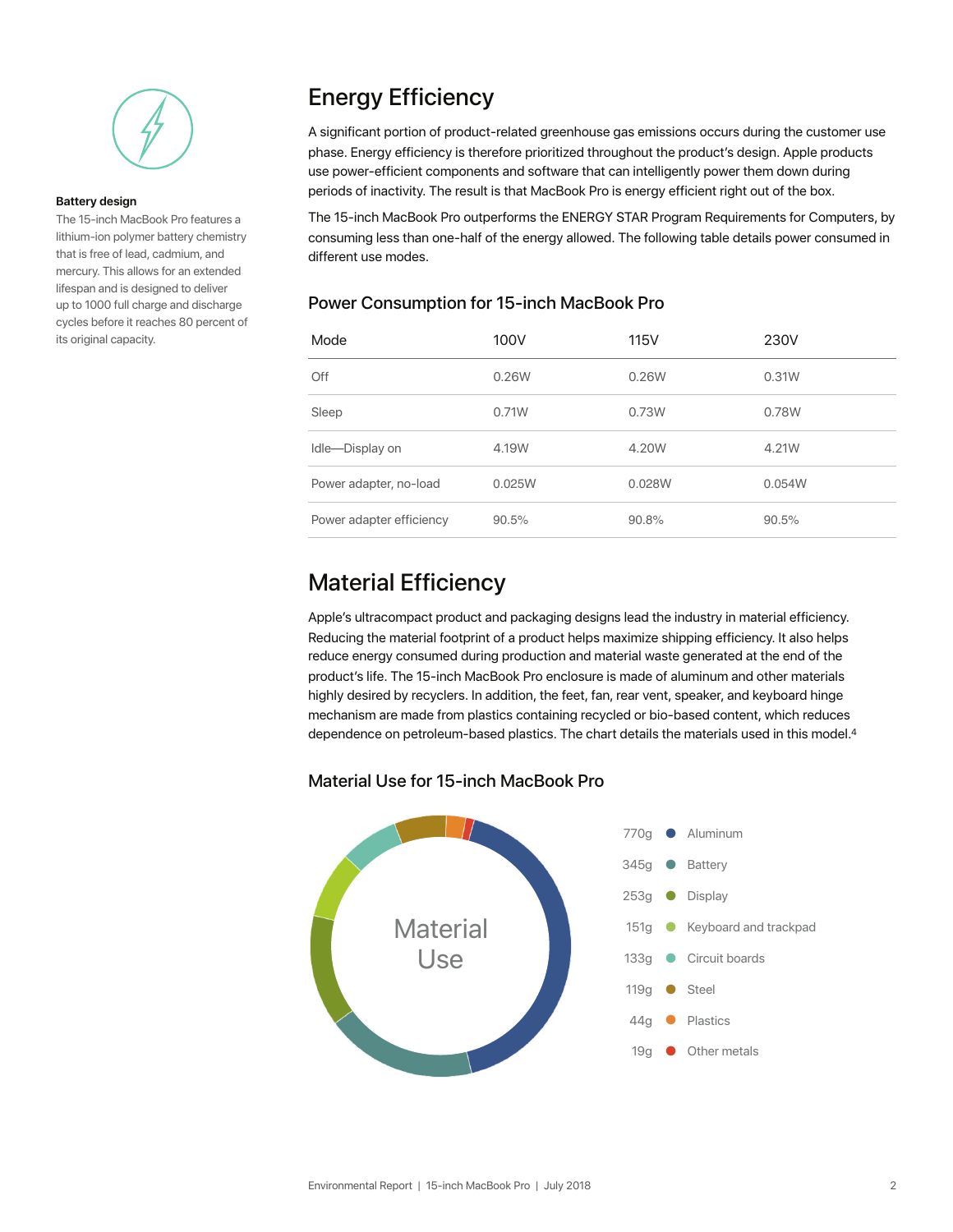**Battery design**

The 15-inch MacBook Pro features a lithium-ion polymer battery chemistry that is free of lead, cadmium, and mercury. This allows for an extended lifespan and is designed to deliver up to 1000 full charge and discharge cycles before it reaches 80 percent of its original capacity.

## Energy Efficiency

A significant portion of product-related greenhouse gas emissions occurs during the customer use phase. Energy efficiency is therefore prioritized throughout the product's design. Apple products use power-efficient components and software that can intelligently power them down during periods of inactivity. The result is that MacBook Pro is energy efficient right out of the box.

The 15-inch MacBook Pro outperforms the ENERGY STAR Program Requirements for Computers, by consuming less than one-half of the energy allowed. The following table details power consumed in different use modes.

### Power Consumption for 15-inch MacBook Pro

| Mode | 100V | 115V | 230V |
|---|---|---|---|
| Off | 0.26W | 0.26W | 0.31W |
| Sleep | 0.71W | 0.73W | 0.78W |
| Idle—Display on | 4.19W | 4.20W | 4.21W |
| Power adapter, no-load | 0.025W | 0.028W | 0.054W |
| Power adapter efficiency | 90.5% | 90.8% | 90.5% |

## Material Efficiency

Apple's ultracompact product and packaging designs lead the industry in material efficiency. Reducing the material footprint of a product helps maximize shipping efficiency. It also helps reduce energy consumed during production and material waste generated at the end of the product's life. The 15-inch MacBook Pro enclosure is made of aluminum and other materials highly desired by recyclers. In addition, the feet, fan, rear vent, speaker, and keyboard hinge mechanism are made from plastics containing recycled or bio-based content, which reduces dependence on petroleum-based plastics. The chart details the materials used in this model.[4]

### Material Use for 15-inch MacBook Pro

Material Use

| Weight | Material |
|---|---|
| 770g | Aluminum |
| 345g | Battery |
| 253g | Display |
| 151g | Keyboard and trackpad |
| 133g | Circuit boards |
| 119g | Steel |
| 44g | Plastics |
| 19g | Other metals |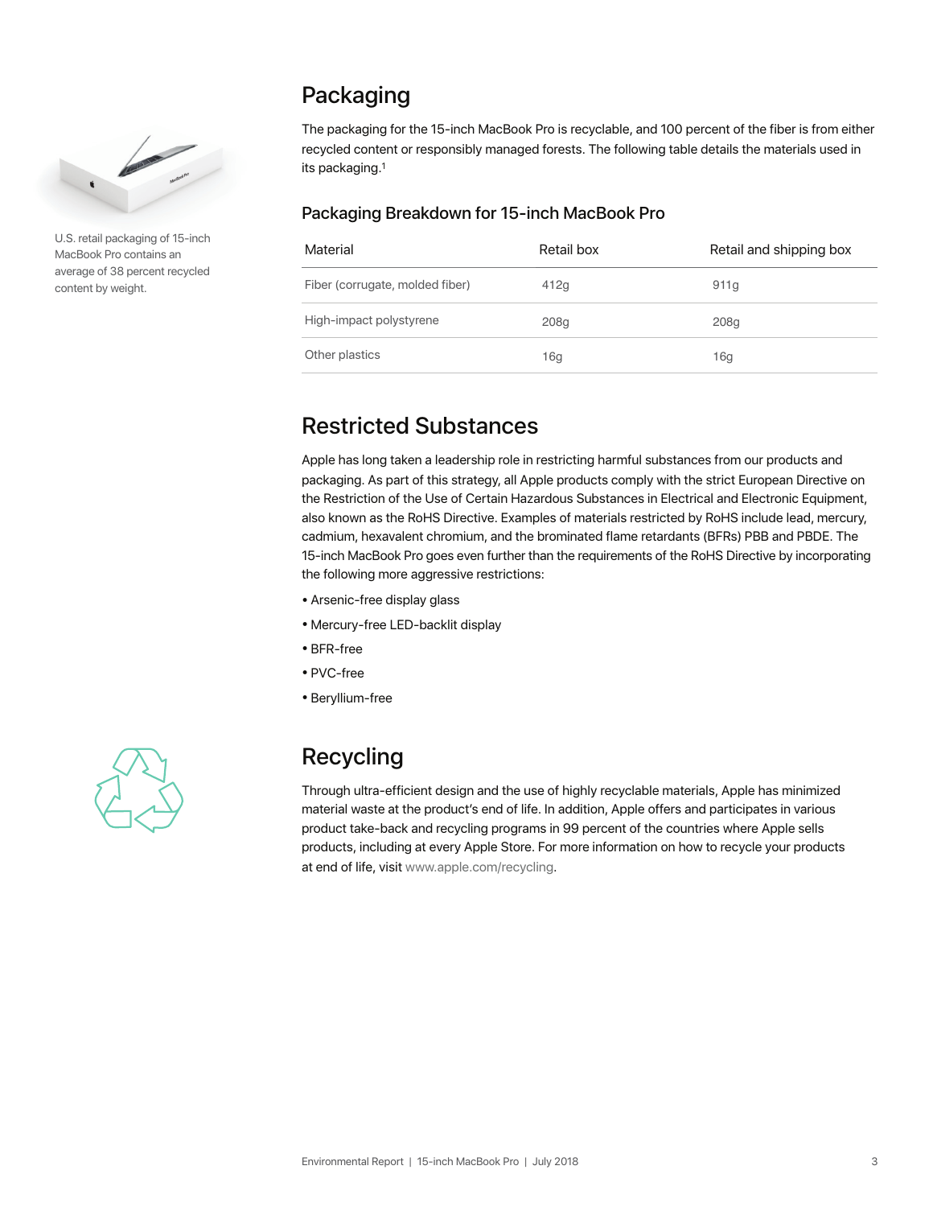## Packaging

The packaging for the 15-inch MacBook Pro is recyclable, and 100 percent of the fiber is from either recycled content or responsibly managed forests. The following table details the materials used in its packaging.[1]

U.S. retail packaging of 15-inch MacBook Pro contains an average of 38 percent recycled content by weight.

### Packaging Breakdown for 15-inch MacBook Pro

| Material | Retail box | Retail and shipping box |
|---|---|---|
| Fiber (corrugate, molded fiber) | 412g | 911g |
| High-impact polystyrene | 208g | 208g |
| Other plastics | 16g | 16g |

## Restricted Substances

Apple has long taken a leadership role in restricting harmful substances from our products and packaging. As part of this strategy, all Apple products comply with the strict European Directive on the Restriction of the Use of Certain Hazardous Substances in Electrical and Electronic Equipment, also known as the RoHS Directive. Examples of materials restricted by RoHS include lead, mercury, cadmium, hexavalent chromium, and the brominated flame retardants (BFRs) PBB and PBDE. The 15-inch MacBook Pro goes even further than the requirements of the RoHS Directive by incorporating the following more aggressive restrictions:

- Arsenic-free display glass
- Mercury-free LED-backlit display
- BFR-free
- PVC-free
- Beryllium-free

## Recycling

Through ultra-efficient design and the use of highly recyclable materials, Apple has minimized material waste at the product's end of life. In addition, Apple offers and participates in various product take-back and recycling programs in 99 percent of the countries where Apple sells products, including at every Apple Store. For more information on how to recycle your products at end of life, visit www.apple.com/recycling.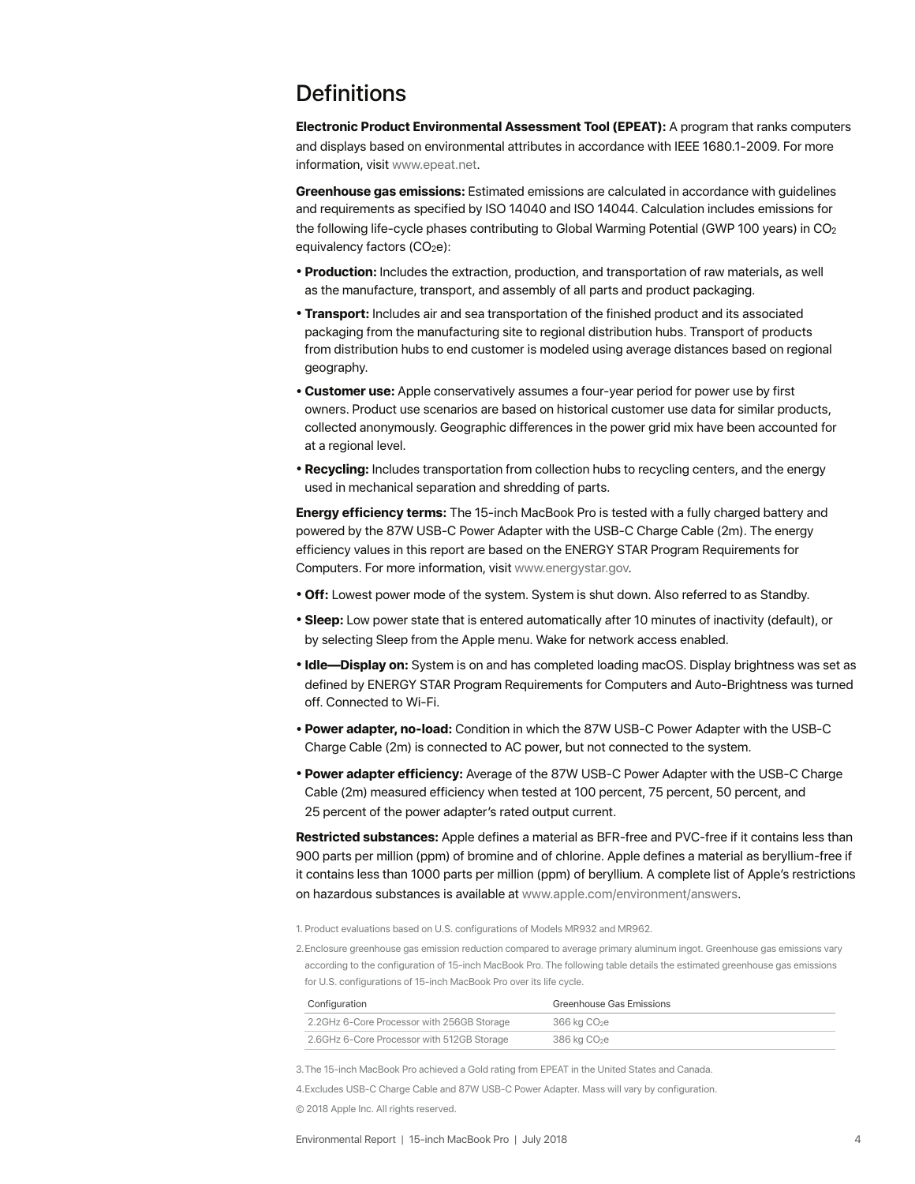# Definitions

**Electronic Product Environmental Assessment Tool (EPEAT):** A program that ranks computers and displays based on environmental attributes in accordance with IEEE 1680.1-2009. For more information, visit www.epeat.net.

**Greenhouse gas emissions:** Estimated emissions are calculated in accordance with guidelines and requirements as specified by ISO 14040 and ISO 14044. Calculation includes emissions for the following life-cycle phases contributing to Global Warming Potential (GWP 100 years) in $CO_2$ equivalency factors ($CO_2e$):

- **Production:** Includes the extraction, production, and transportation of raw materials, as well as the manufacture, transport, and assembly of all parts and product packaging.
- **Transport:** Includes air and sea transportation of the finished product and its associated packaging from the manufacturing site to regional distribution hubs. Transport of products from distribution hubs to end customer is modeled using average distances based on regional geography.
- **Customer use:** Apple conservatively assumes a four-year period for power use by first owners. Product use scenarios are based on historical customer use data for similar products, collected anonymously. Geographic differences in the power grid mix have been accounted for at a regional level.
- **Recycling:** Includes transportation from collection hubs to recycling centers, and the energy used in mechanical separation and shredding of parts.

**Energy efficiency terms:** The 15-inch MacBook Pro is tested with a fully charged battery and powered by the 87W USB-C Power Adapter with the USB-C Charge Cable (2m). The energy efficiency values in this report are based on the ENERGY STAR Program Requirements for Computers. For more information, visit www.energystar.gov.

- **Off:** Lowest power mode of the system. System is shut down. Also referred to as Standby.
- **Sleep:** Low power state that is entered automatically after 10 minutes of inactivity (default), or by selecting Sleep from the Apple menu. Wake for network access enabled.
- **Idle—Display on:** System is on and has completed loading macOS. Display brightness was set as defined by ENERGY STAR Program Requirements for Computers and Auto-Brightness was turned off. Connected to Wi-Fi.
- **Power adapter, no-load:** Condition in which the 87W USB-C Power Adapter with the USB-C Charge Cable (2m) is connected to AC power, but not connected to the system.
- **Power adapter efficiency:** Average of the 87W USB-C Power Adapter with the USB-C Charge Cable (2m) measured efficiency when tested at 100 percent, 75 percent, 50 percent, and 25 percent of the power adapter's rated output current.

**Restricted substances:** Apple defines a material as BFR-free and PVC-free if it contains less than 900 parts per million (ppm) of bromine and of chlorine. Apple defines a material as beryllium-free if it contains less than 1000 parts per million (ppm) of beryllium. A complete list of Apple's restrictions on hazardous substances is available at www.apple.com/environment/answers.

1. Product evaluations based on U.S. configurations of Models MR932 and MR962.
2. Enclosure greenhouse gas emission reduction compared to average primary aluminum ingot. Greenhouse gas emissions vary according to the configuration of 15-inch MacBook Pro. The following table details the estimated greenhouse gas emissions for U.S. configurations of 15-inch MacBook Pro over its life cycle.

| Configuration | Greenhouse Gas Emissions |
|---|---|
| 2.2GHz 6-Core Processor with 256GB Storage | 366 kg $CO_2e$ |
| 2.6GHz 6-Core Processor with 512GB Storage | 386 kg $CO_2e$ |

3. The 15-inch MacBook Pro achieved a Gold rating from EPEAT in the United States and Canada.
4. Excludes USB-C Charge Cable and 87W USB-C Power Adapter. Mass will vary by configuration.

© 2018 Apple Inc. All rights reserved.